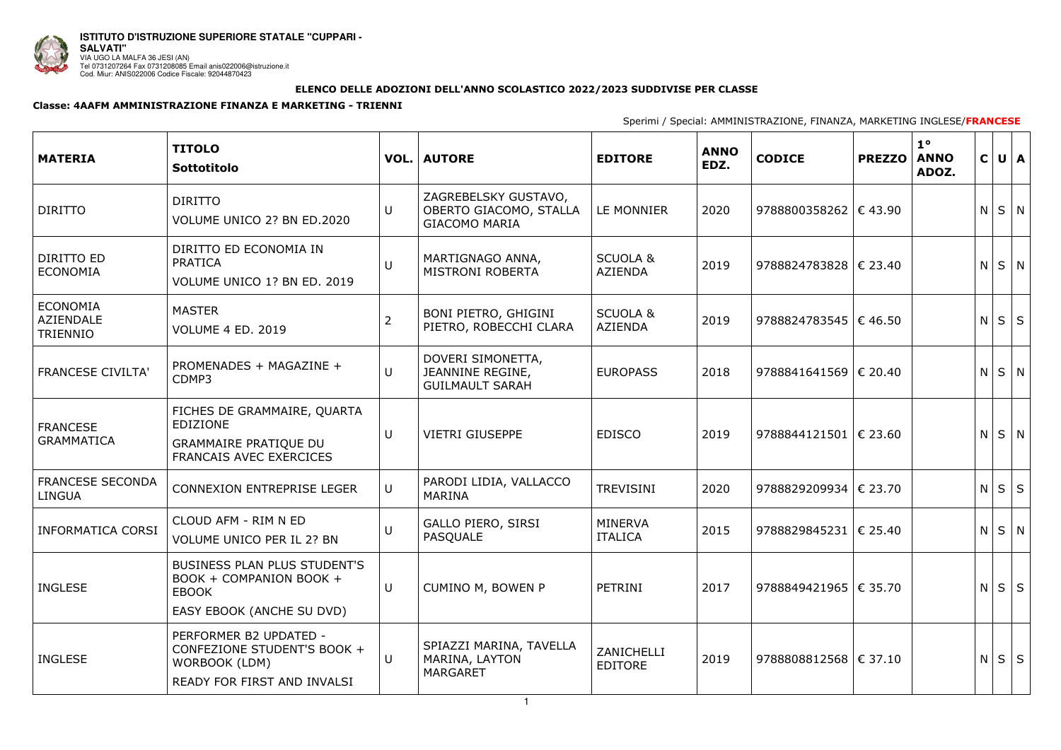**ISTITUTO D'ISTRUZIONE SUPERIORE STATALE "CUPPARI - SALVATI"**
VIA UGO LA MALFA 36 JESI (AN)
Tel 0731207264 Fax 0731208085 Email anis022006@istruzione.it
Cod. Miur: ANIS022006 Codice Fiscale: 92044870423

**ELENCO DELLE ADOZIONI DELL'ANNO SCOLASTICO 2022/2023 SUDDIVISE PER CLASSE**

**Classe: 4AAFM AMMINISTRAZIONE FINANZA E MARKETING - TRIENNI**

Sperimi / Special: AMMINISTRAZIONE, FINANZA, MARKETING INGLESE/**FRANCESE**

| MATERIA | TITOLO Sottotitolo | VOL. | AUTORE | EDITORE | ANNO EDZ. | CODICE | PREZZO | 1° ANNO ADOZ. | C | U | A |
|---|---|---|---|---|---|---|---|---|---|---|---|
| DIRITTO | DIRITTO<br>VOLUME UNICO 2? BN ED.2020 | U | ZAGREBELSKY GUSTAVO, OBERTO GIACOMO, STALLA GIACOMO MARIA | LE MONNIER | 2020 | 9788800358262 | € 43.90 | | N | S | N |
| DIRITTO ED ECONOMIA | DIRITTO ED ECONOMIA IN PRATICA<br>VOLUME UNICO 1? BN ED. 2019 | U | MARTIGNAGO ANNA, MISTRONI ROBERTA | SCUOLA & AZIENDA | 2019 | 9788824783828 | € 23.40 | | N | S | N |
| ECONOMIA AZIENDALE TRIENNIO | MASTER<br>VOLUME 4 ED. 2019 | 2 | BONI PIETRO, GHIGINI PIETRO, ROBECCHI CLARA | SCUOLA & AZIENDA | 2019 | 9788824783545 | € 46.50 | | N | S | S |
| FRANCESE CIVILTA' | PROMENADES + MAGAZINE + CDMP3 | U | DOVERI SIMONETTA, JEANNINE REGINE, GUILMAULT SARAH | EUROPASS | 2018 | 9788841641569 | € 20.40 | | N | S | N |
| FRANCESE GRAMMATICA | FICHES DE GRAMMAIRE, QUARTA EDIZIONE<br>GRAMMAIRE PRATIQUE DU FRANCAIS AVEC EXERCICES | U | VIETRI GIUSEPPE | EDISCO | 2019 | 9788844121501 | € 23.60 | | N | S | N |
| FRANCESE SECONDA LINGUA | CONNEXION ENTREPRISE LEGER | U | PARODI LIDIA, VALLACCO MARINA | TREVISINI | 2020 | 9788829209934 | € 23.70 | | N | S | S |
| INFORMATICA CORSI | CLOUD AFM - RIM N ED<br>VOLUME UNICO PER IL 2? BN | U | GALLO PIERO, SIRSI PASQUALE | MINERVA ITALICA | 2015 | 9788829845231 | € 25.40 | | N | S | N |
| INGLESE | BUSINESS PLAN PLUS STUDENT'S BOOK + COMPANION BOOK + EBOOK<br>EASY EBOOK (ANCHE SU DVD) | U | CUMINO M, BOWEN P | PETRINI | 2017 | 9788849421965 | € 35.70 | | N | S | S |
| INGLESE | PERFORMER B2 UPDATED - CONFEZIONE STUDENT'S BOOK + WORBOOK (LDM)<br>READY FOR FIRST AND INVALSI | U | SPIAZZI MARINA, TAVELLA MARINA, LAYTON MARGARET | ZANICHELLI EDITORE | 2019 | 9788808812568 | € 37.10 | | N | S | S |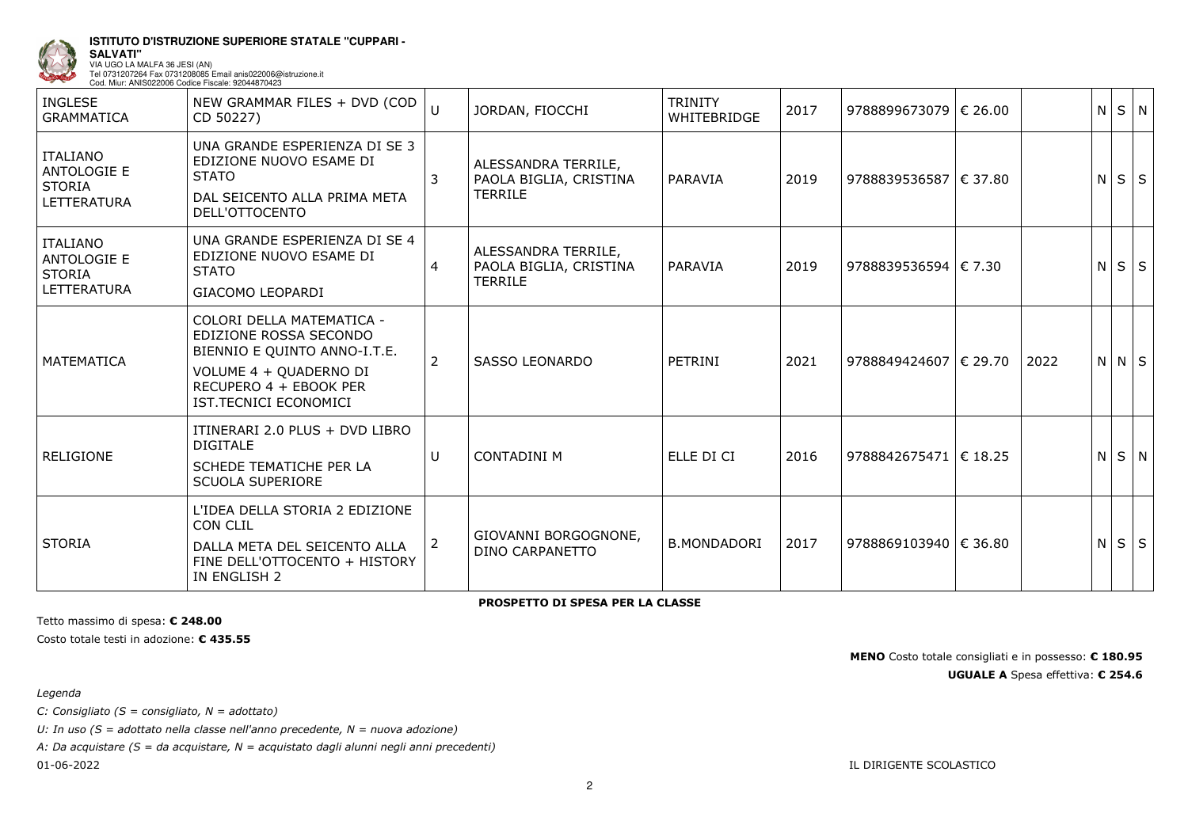**ISTITUTO D'ISTRUZIONE SUPERIORE STATALE "CUPPARI - SALVATI"**
VIA UGO LA MALFA 36 JESI (AN)
Tel 0731207264 Fax 0731208085 Email anis022006@istruzione.it
Cod. Miur: ANIS022006 Codice Fiscale: 92044870423

| | | | | | | | | | | | |
|---|---|---|---|---|---|---|---|---|---|---|---|
| INGLESE GRAMMATICA | NEW GRAMMAR FILES + DVD (COD CD 50227) | U | JORDAN, FIOCCHI | TRINITY WHITEBRIDGE | 2017 | 9788899673079 | € 26.00 | | N | S | N |
| ITALIANO ANTOLOGIE E STORIA LETTERATURA | UNA GRANDE ESPERIENZA DI SE 3 EDIZIONE NUOVO ESAME DI STATO DAL SEICENTO ALLA PRIMA META DELL'OTTOCENTO | 3 | ALESSANDRA TERRILE, PAOLA BIGLIA, CRISTINA TERRILE | PARAVIA | 2019 | 9788839536587 | € 37.80 | | N | S | S |
| ITALIANO ANTOLOGIE E STORIA LETTERATURA | UNA GRANDE ESPERIENZA DI SE 4 EDIZIONE NUOVO ESAME DI STATO GIACOMO LEOPARDI | 4 | ALESSANDRA TERRILE, PAOLA BIGLIA, CRISTINA TERRILE | PARAVIA | 2019 | 9788839536594 | € 7.30 | | N | S | S |
| MATEMATICA | COLORI DELLA MATEMATICA - EDIZIONE ROSSA SECONDO BIENNIO E QUINTO ANNO-I.T.E. VOLUME 4 + QUADERNO DI RECUPERO 4 + EBOOK PER IST.TECNICI ECONOMICI | 2 | SASSO LEONARDO | PETRINI | 2021 | 9788849424607 | € 29.70 | 2022 | N | N | S |
| RELIGIONE | ITINERARI 2.0 PLUS + DVD LIBRO DIGITALE SCHEDE TEMATICHE PER LA SCUOLA SUPERIORE | U | CONTADINI M | ELLE DI CI | 2016 | 9788842675471 | € 18.25 | | N | S | N |
| STORIA | L'IDEA DELLA STORIA 2 EDIZIONE CON CLIL DALLA META DEL SEICENTO ALLA FINE DELL'OTTOCENTO + HISTORY IN ENGLISH 2 | 2 | GIOVANNI BORGOGNONE, DINO CARPANETTO | B.MONDADORI | 2017 | 9788869103940 | € 36.80 | | N | S | S |

**PROSPETTO DI SPESA PER LA CLASSE**

Tetto massimo di spesa: **€ 248.00**

Costo totale testi in adozione: **€ 435.55**

**MENO** Costo totale consigliati e in possesso: **€ 180.95**

**UGUALE A** Spesa effettiva: **€ 254.6**

*Legenda*

*C: Consigliato (S = consigliato, N = adottato)*

*U: In uso (S = adottato nella classe nell'anno precedente, N = nuova adozione)*

*A: Da acquistare (S = da acquistare, N = acquistato dagli alunni negli anni precedenti)*

01-06-2022

IL DIRIGENTE SCOLASTICO